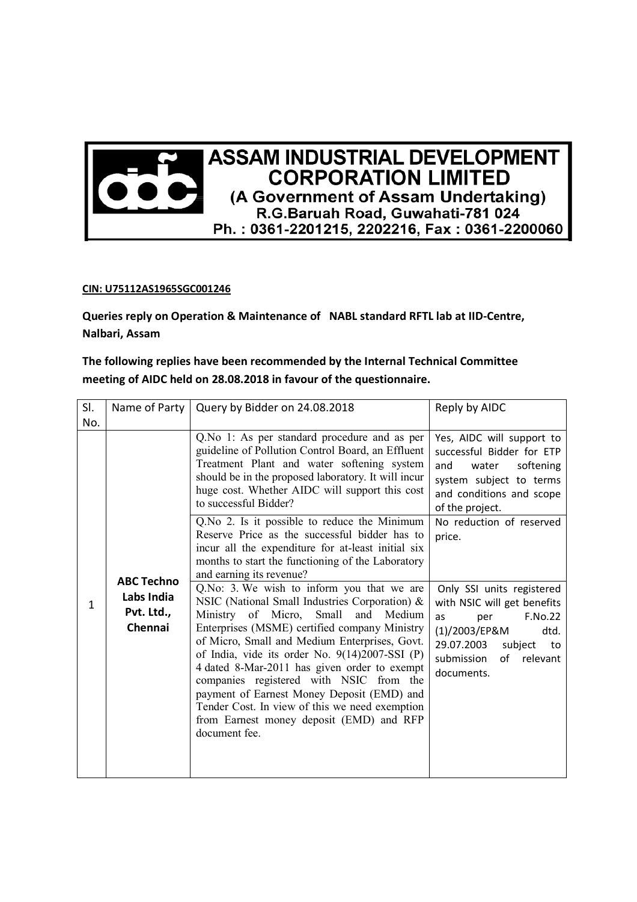# ASSAM INDUSTRIAL DEVELOPMENT CORPORATION LIMITED

(A Government of Assam Undertaking)

R.G.Baruah Road, Guwahati-781 024

Ph. : 0361-2201215, 2202216, Fax : 0361-2200060

**CIN: U75112AS1965SGC001246**

**Queries reply on Operation & Maintenance of NABL standard RFTL lab at IID-Centre, Nalbari, Assam**

**The following replies have been recommended by the Internal Technical Committee meeting of AIDC held on 28.08.2018 in favour of the questionnaire.**

| Sl. No. | Name of Party | Query by Bidder on 24.08.2018 | Reply by AIDC |
|---|---|---|---|
| 1 | **ABC Techno Labs India Pvt. Ltd., Chennai** | Q.No 1: As per standard procedure and as per guideline of Pollution Control Board, an Effluent Treatment Plant and water softening system should be in the proposed laboratory. It will incur huge cost. Whether AIDC will support this cost to successful Bidder? | Yes, AIDC will support to successful Bidder for ETP and water softening system subject to terms and conditions and scope of the project. |
| | | Q.No 2. Is it possible to reduce the Minimum Reserve Price as the successful bidder has to incur all the expenditure for at-least initial six months to start the functioning of the Laboratory and earning its revenue? | No reduction of reserved price. |
| | | Q.No: 3. We wish to inform you that we are NSIC (National Small Industries Corporation) & Ministry of Micro, Small and Medium Enterprises (MSME) certified company Ministry of Micro, Small and Medium Enterprises, Govt. of India, vide its order No. 9(14)2007-SSI (P) 4 dated 8-Mar-2011 has given order to exempt companies registered with NSIC from the payment of Earnest Money Deposit (EMD) and Tender Cost. In view of this we need exemption from Earnest money deposit (EMD) and RFP document fee. | Only SSI units registered with NSIC will get benefits as per F.No.22 (1)/2003/EP&M dtd. 29.07.2003 subject to submission of relevant documents. |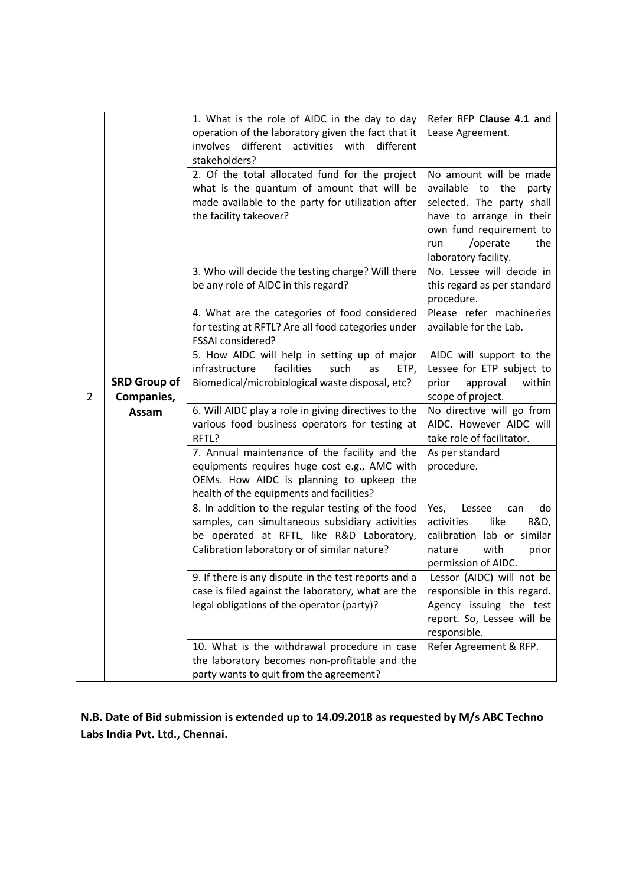| | | | |
|---|---|---|---|
| 2 | **SRD Group of Companies, Assam** | 1. What is the role of AIDC in the day to day operation of the laboratory given the fact that it involves different activities with different stakeholders? | Refer RFP **Clause 4.1** and Lease Agreement. |
| | | 2. Of the total allocated fund for the project what is the quantum of amount that will be made available to the party for utilization after the facility takeover? | No amount will be made available to the party selected. The party shall have to arrange in their own fund requirement to run /operate the laboratory facility. |
| | | 3. Who will decide the testing charge? Will there be any role of AIDC in this regard? | No. Lessee will decide in this regard as per standard procedure. |
| | | 4. What are the categories of food considered for testing at RFTL? Are all food categories under FSSAI considered? | Please refer machineries available for the Lab. |
| | | 5. How AIDC will help in setting up of major infrastructure facilities such as ETP, Biomedical/microbiological waste disposal, etc? | AIDC will support to the Lessee for ETP subject to prior approval within scope of project. |
| | | 6. Will AIDC play a role in giving directives to the various food business operators for testing at RFTL? | No directive will go from AIDC. However AIDC will take role of facilitator. |
| | | 7. Annual maintenance of the facility and the equipments requires huge cost e.g., AMC with OEMs. How AIDC is planning to upkeep the health of the equipments and facilities? | As per standard procedure. |
| | | 8. In addition to the regular testing of the food samples, can simultaneous subsidiary activities be operated at RFTL, like R&D Laboratory, Calibration laboratory or of similar nature? | Yes, Lessee can do activities like R&D, calibration lab or similar nature with prior permission of AIDC. |
| | | 9. If there is any dispute in the test reports and a case is filed against the laboratory, what are the legal obligations of the operator (party)? | Lessor (AIDC) will not be responsible in this regard. Agency issuing the test report. So, Lessee will be responsible. |
| | | 10. What is the withdrawal procedure in case the laboratory becomes non-profitable and the party wants to quit from the agreement? | Refer Agreement & RFP. |

**N.B. Date of Bid submission is extended up to 14.09.2018 as requested by M/s ABC Techno Labs India Pvt. Ltd., Chennai.**